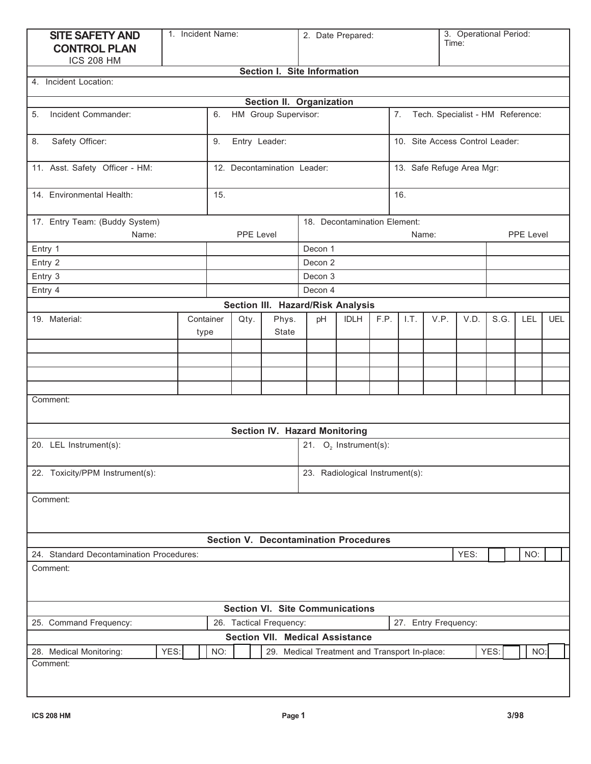# SITE SAFETY AND CONTROL PLAN

ICS 208 HM

| | | | |
|---|---|---|---|
| SITE SAFETY AND CONTROL PLAN ICS 208 HM | 1. Incident Name: | 2. Date Prepared: | 3. Operational Period: Time: |

## Section I. Site Information

4. Incident Location:

## Section II. Organization

| | | |
|---|---|---|
| 5. Incident Commander: | 6. HM Group Supervisor: | 7. Tech. Specialist - HM Reference: |
| 8. Safety Officer: | 9. Entry Leader: | 10. Site Access Control Leader: |
| 11. Asst. Safety Officer - HM: | 12. Decontamination Leader: | 13. Safe Refuge Area Mgr: |
| 14. Environmental Health: | 15. | 16. |

| 17. Entry Team: (Buddy System) Name: | PPE Level | 18. Decontamination Element: Name: | PPE Level |
|---|---|---|---|
| Entry 1 | | Decon 1 | |
| Entry 2 | | Decon 2 | |
| Entry 3 | | Decon 3 | |
| Entry 4 | | Decon 4 | |

## Section III. Hazard/Risk Analysis

| 19. Material: | Container type | Qty. | Phys. State | pH | IDLH | F.P. | I.T. | V.P. | V.D. | S.G. | LEL | UEL |
|---|---|---|---|---|---|---|---|---|---|---|---|---|
| | | | | | | | | | | | | |
| | | | | | | | | | | | | |
| | | | | | | | | | | | | |
| | | | | | | | | | | | | |

Comment:

## Section IV. Hazard Monitoring

| | |
|---|---|
| 20. LEL Instrument(s): | 21. $O_2$ Instrument(s): |
| 22. Toxicity/PPM Instrument(s): | 23. Radiological Instrument(s): |

Comment:

## Section V. Decontamination Procedures

24. Standard Decontamination Procedures: YES: [ ] NO: [ ]

Comment:

## Section VI. Site Communications

| | | |
|---|---|---|
| 25. Command Frequency: | 26. Tactical Frequency: | 27. Entry Frequency: |

## Section VII. Medical Assistance

28. Medical Monitoring: YES: [ ] NO: [ ]

29. Medical Treatment and Transport In-place: YES: [ ] NO: [ ]

Comment:

ICS 208 HM 3/98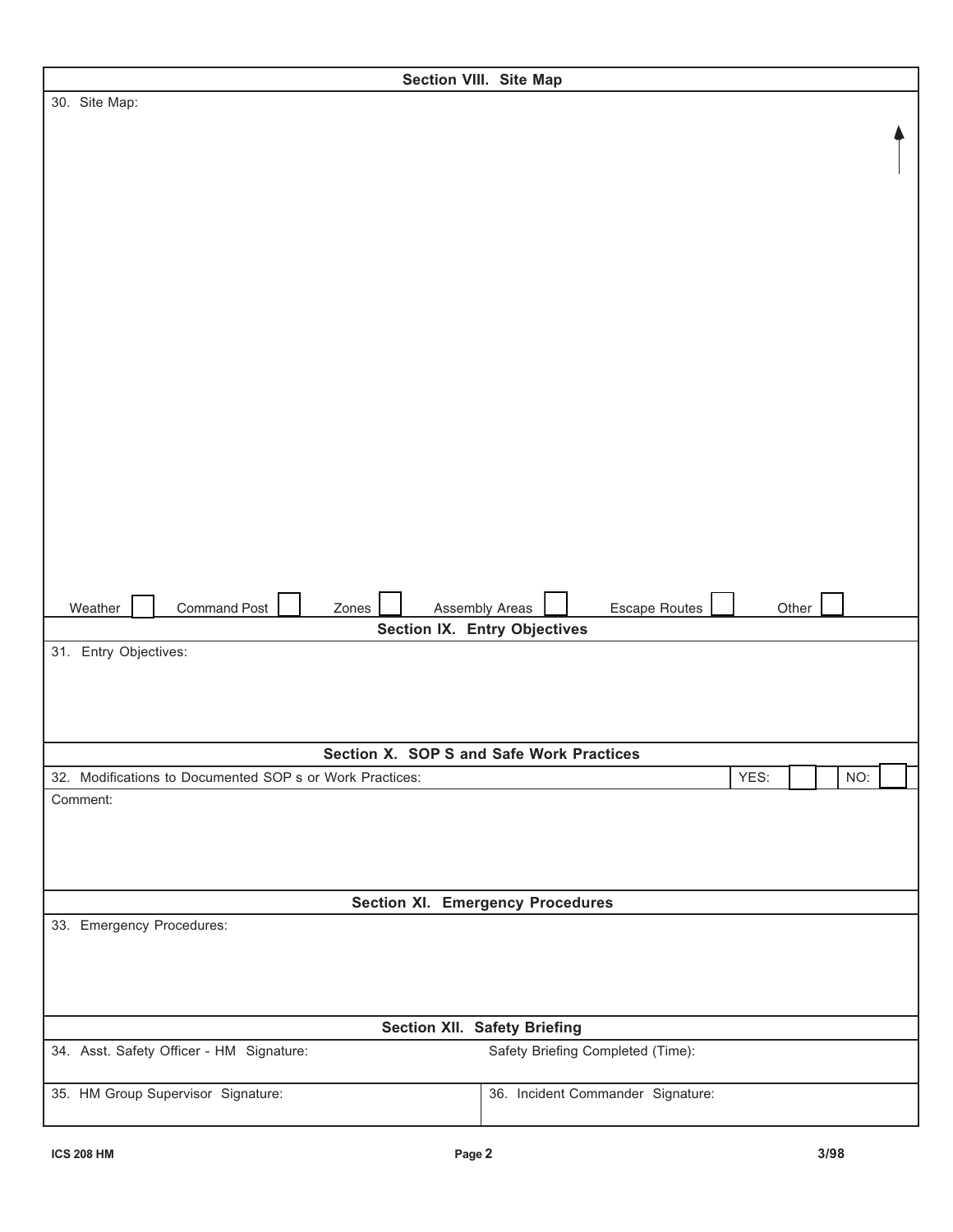## Section VIII. Site Map

30. Site Map:

Weather ☐ Command Post ☐ Zones ☐ Assembly Areas ☐ Escape Routes ☐ Other ☐

## Section IX. Entry Objectives

31. Entry Objectives:

## Section X. SOP S and Safe Work Practices

32. Modifications to Documented SOP s or Work Practices: YES: ☐ NO: ☐

Comment:

## Section XI. Emergency Procedures

33. Emergency Procedures:

## Section XII. Safety Briefing

| | |
|---|---|
| 34. Asst. Safety Officer - HM Signature: | Safety Briefing Completed (Time): |
| 35. HM Group Supervisor Signature: | 36. Incident Commander Signature: |

ICS 208 HM 3/98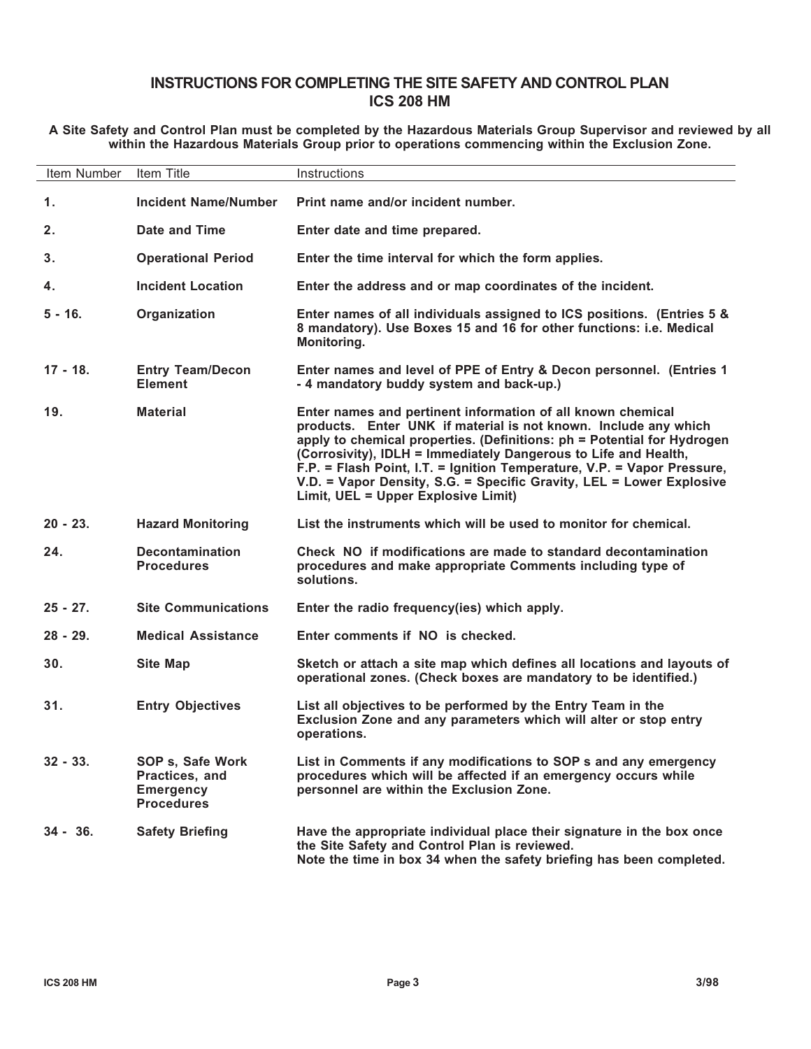# INSTRUCTIONS FOR COMPLETING THE SITE SAFETY AND CONTROL PLAN ICS 208 HM

**A Site Safety and Control Plan must be completed by the Hazardous Materials Group Supervisor and reviewed by all within the Hazardous Materials Group prior to operations commencing within the Exclusion Zone.**

| Item Number | Item Title | Instructions |
|---|---|---|
| **1.** | **Incident Name/Number** | **Print name and/or incident number.** |
| **2.** | **Date and Time** | **Enter date and time prepared.** |
| **3.** | **Operational Period** | **Enter the time interval for which the form applies.** |
| **4.** | **Incident Location** | **Enter the address and or map coordinates of the incident.** |
| **5 - 16.** | **Organization** | **Enter names of all individuals assigned to ICS positions. (Entries 5 & 8 mandatory). Use Boxes 15 and 16 for other functions: i.e. Medical Monitoring.** |
| **17 - 18.** | **Entry Team/Decon Element** | **Enter names and level of PPE of Entry & Decon personnel. (Entries 1 - 4 mandatory buddy system and back-up.)** |
| **19.** | **Material** | **Enter names and pertinent information of all known chemical products. Enter UNK if material is not known. Include any which apply to chemical properties. (Definitions: ph = Potential for Hydrogen (Corrosivity), IDLH = Immediately Dangerous to Life and Health, F.P. = Flash Point, I.T. = Ignition Temperature, V.P. = Vapor Pressure, V.D. = Vapor Density, S.G. = Specific Gravity, LEL = Lower Explosive Limit, UEL = Upper Explosive Limit)** |
| **20 - 23.** | **Hazard Monitoring** | **List the instruments which will be used to monitor for chemical.** |
| **24.** | **Decontamination Procedures** | **Check NO if modifications are made to standard decontamination procedures and make appropriate Comments including type of solutions.** |
| **25 - 27.** | **Site Communications** | **Enter the radio frequency(ies) which apply.** |
| **28 - 29.** | **Medical Assistance** | **Enter comments if NO is checked.** |
| **30.** | **Site Map** | **Sketch or attach a site map which defines all locations and layouts of operational zones. (Check boxes are mandatory to be identified.)** |
| **31.** | **Entry Objectives** | **List all objectives to be performed by the Entry Team in the Exclusion Zone and any parameters which will alter or stop entry operations.** |
| **32 - 33.** | **SOP s, Safe Work Practices, and Emergency Procedures** | **List in Comments if any modifications to SOP s and any emergency procedures which will be affected if an emergency occurs while personnel are within the Exclusion Zone.** |
| **34 - 36.** | **Safety Briefing** | **Have the appropriate individual place their signature in the box once the Site Safety and Control Plan is reviewed. Note the time in box 34 when the safety briefing has been completed.** |